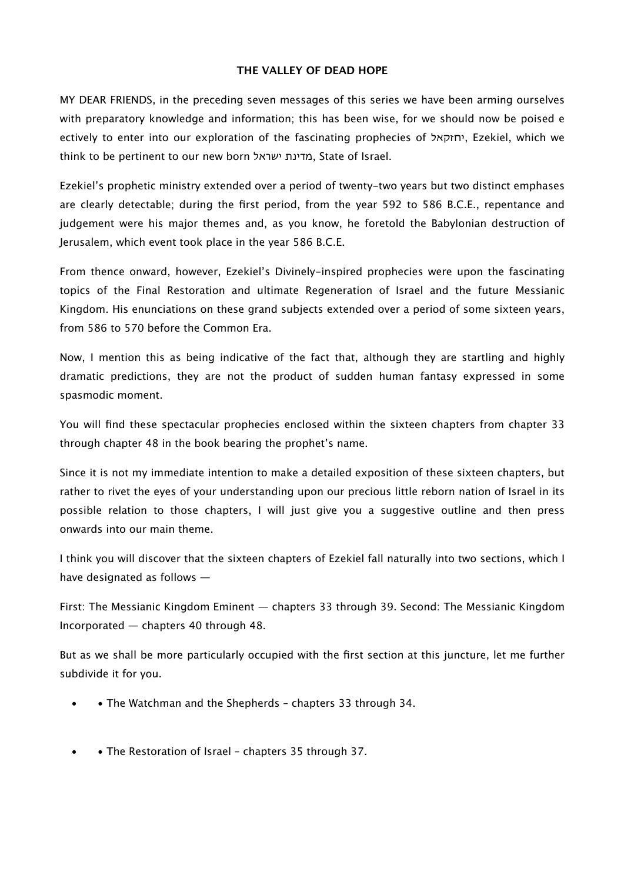**THE VALLEY OF DEAD HOPE**

MY DEAR FRIENDS, in the preceding seven messages of this series we have been arming ourselves with preparatory knowledge and information; this has been wise, for we should now be poised e ectively to enter into our exploration of the fascinating prophecies of יחזקאל, Ezekiel, which we think to be pertinent to our new born מדינת ישראל, State of Israel.

Ezekiel's prophetic ministry extended over a period of twenty-two years but two distinct emphases are clearly detectable; during the first period, from the year 592 to 586 B.C.E., repentance and judgement were his major themes and, as you know, he foretold the Babylonian destruction of Jerusalem, which event took place in the year 586 B.C.E.

From thence onward, however, Ezekiel's Divinely-inspired prophecies were upon the fascinating topics of the Final Restoration and ultimate Regeneration of Israel and the future Messianic Kingdom. His enunciations on these grand subjects extended over a period of some sixteen years, from 586 to 570 before the Common Era.

Now, I mention this as being indicative of the fact that, although they are startling and highly dramatic predictions, they are not the product of sudden human fantasy expressed in some spasmodic moment.

You will find these spectacular prophecies enclosed within the sixteen chapters from chapter 33 through chapter 48 in the book bearing the prophet's name.

Since it is not my immediate intention to make a detailed exposition of these sixteen chapters, but rather to rivet the eyes of your understanding upon our precious little reborn nation of Israel in its possible relation to those chapters, I will just give you a suggestive outline and then press onwards into our main theme.

I think you will discover that the sixteen chapters of Ezekiel fall naturally into two sections, which I have designated as follows —

First: The Messianic Kingdom Eminent — chapters 33 through 39. Second: The Messianic Kingdom Incorporated — chapters 40 through 48.

But as we shall be more particularly occupied with the first section at this juncture, let me further subdivide it for you.

- • The Watchman and the Shepherds – chapters 33 through 34.
- • The Restoration of Israel – chapters 35 through 37.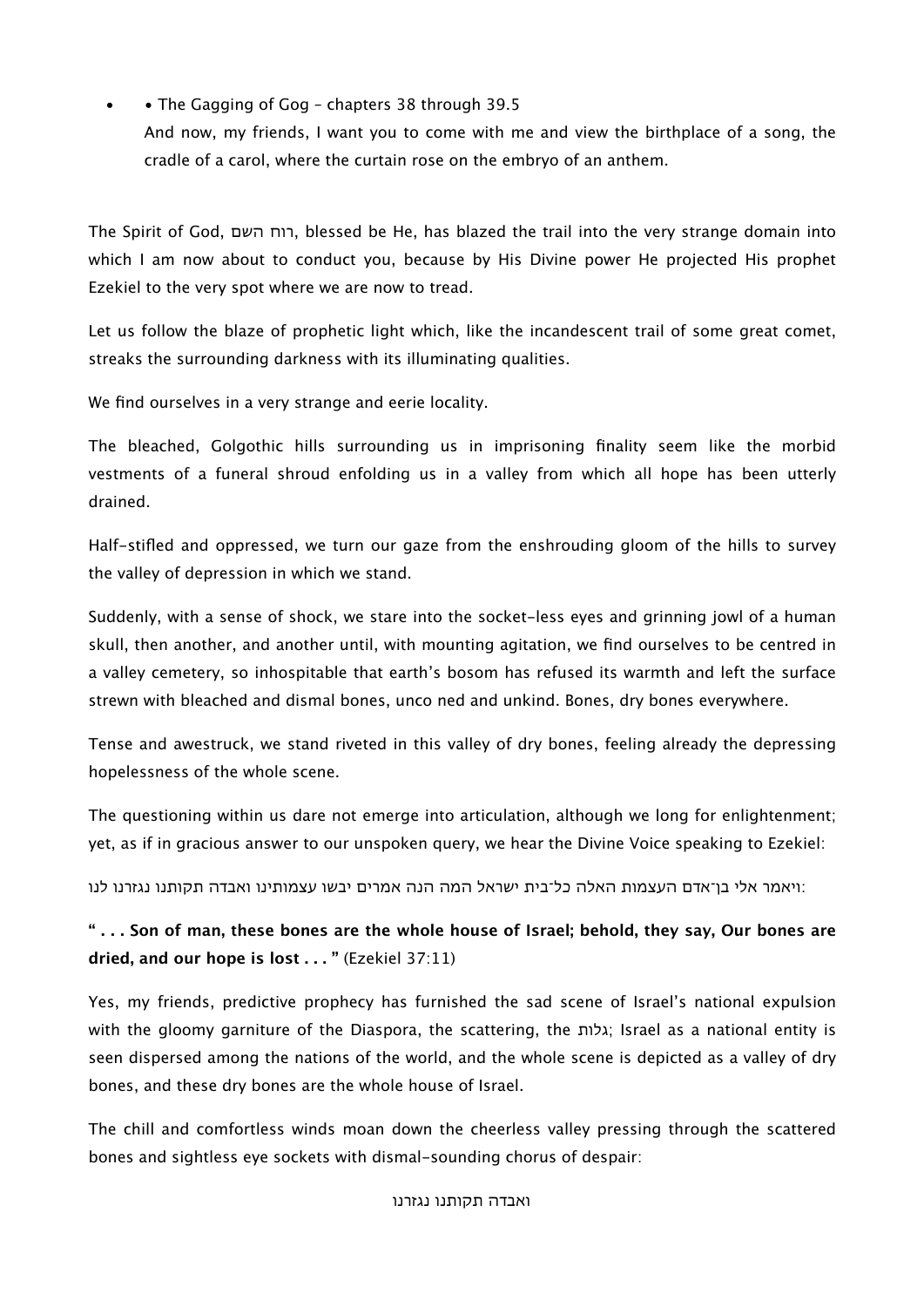- • The Gagging of Gog – chapters 38 through 39.5

  And now, my friends, I want you to come with me and view the birthplace of a song, the cradle of a carol, where the curtain rose on the embryo of an anthem.

The Spirit of God, רוח השם, blessed be He, has blazed the trail into the very strange domain into which I am now about to conduct you, because by His Divine power He projected His prophet Ezekiel to the very spot where we are now to tread.

Let us follow the blaze of prophetic light which, like the incandescent trail of some great comet, streaks the surrounding darkness with its illuminating qualities.

We find ourselves in a very strange and eerie locality.

The bleached, Golgothic hills surrounding us in imprisoning finality seem like the morbid vestments of a funeral shroud enfolding us in a valley from which all hope has been utterly drained.

Half-stifled and oppressed, we turn our gaze from the enshrouding gloom of the hills to survey the valley of depression in which we stand.

Suddenly, with a sense of shock, we stare into the socket-less eyes and grinning jowl of a human skull, then another, and another until, with mounting agitation, we find ourselves to be centred in a valley cemetery, so inhospitable that earth's bosom has refused its warmth and left the surface strewn with bleached and dismal bones, unco ned and unkind. Bones, dry bones everywhere.

Tense and awestruck, we stand riveted in this valley of dry bones, feeling already the depressing hopelessness of the whole scene.

The questioning within us dare not emerge into articulation, although we long for enlightenment; yet, as if in gracious answer to our unspoken query, we hear the Divine Voice speaking to Ezekiel:

ויאמר אלי בן־אדם העצמות האלה כל־בית ישראל המה הנה אמרים יבשו עצמותינו ואבדה תקותנו נגזרנו לנו:

**" . . . Son of man, these bones are the whole house of Israel; behold, they say, Our bones are dried, and our hope is lost . . . "** (Ezekiel 37:11)

Yes, my friends, predictive prophecy has furnished the sad scene of Israel's national expulsion with the gloomy garniture of the Diaspora, the scattering, the גלות; Israel as a national entity is seen dispersed among the nations of the world, and the whole scene is depicted as a valley of dry bones, and these dry bones are the whole house of Israel.

The chill and comfortless winds moan down the cheerless valley pressing through the scattered bones and sightless eye sockets with dismal-sounding chorus of despair:

ואבדה תקותנו נגזרנו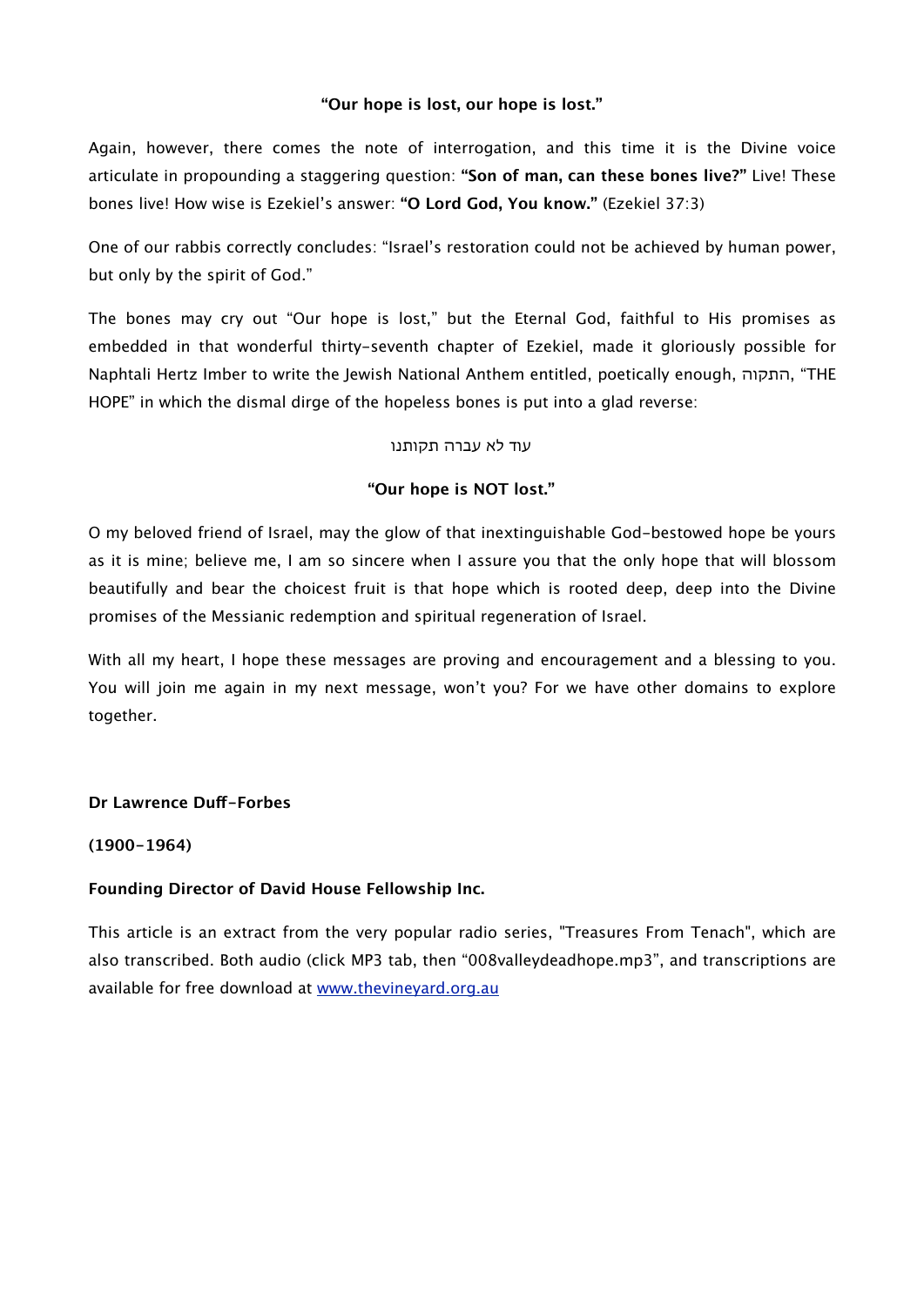**“Our hope is lost, our hope is lost.”**

Again, however, there comes the note of interrogation, and this time it is the Divine voice articulate in propounding a staggering question: **“Son of man, can these bones live?”** Live! These bones live! How wise is Ezekiel’s answer: **“O Lord God, You know.”** (Ezekiel 37:3)

One of our rabbis correctly concludes: “Israel’s restoration could not be achieved by human power, but only by the spirit of God.”

The bones may cry out “Our hope is lost,” but the Eternal God, faithful to His promises as embedded in that wonderful thirty-seventh chapter of Ezekiel, made it gloriously possible for Naphtali Hertz Imber to write the Jewish National Anthem entitled, poetically enough, התקוה, “THE HOPE” in which the dismal dirge of the hopeless bones is put into a glad reverse:

עוד לא עברה תקותנו

**“Our hope is NOT lost.”**

O my beloved friend of Israel, may the glow of that inextinguishable God-bestowed hope be yours as it is mine; believe me, I am so sincere when I assure you that the only hope that will blossom beautifully and bear the choicest fruit is that hope which is rooted deep, deep into the Divine promises of the Messianic redemption and spiritual regeneration of Israel.

With all my heart, I hope these messages are proving and encouragement and a blessing to you. You will join me again in my next message, won’t you? For we have other domains to explore together.

**Dr Lawrence Duff-Forbes**

**(1900-1964)**

**Founding Director of David House Fellowship Inc.**

This article is an extract from the very popular radio series, "Treasures From Tenach", which are also transcribed. Both audio (click MP3 tab, then “008valleydeadhope.mp3”, and transcriptions are available for free download at [www.thevineyard.org.au](www.thevineyard.org.au)